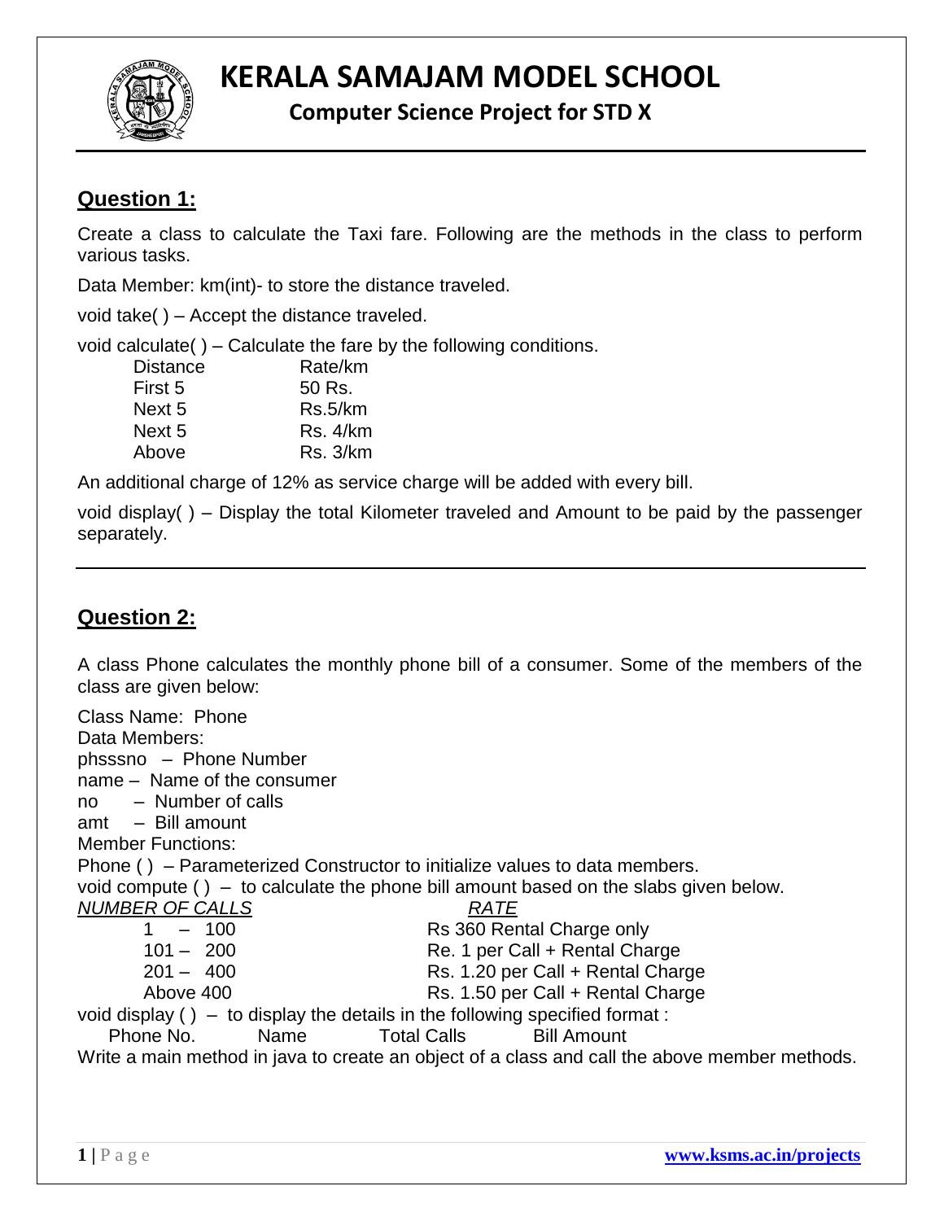# KERALA SAMAJAM MODEL SCHOOL

## Computer Science Project for STD X

---

### Question 1:

Create a class to calculate the Taxi fare. Following are the methods in the class to perform various tasks.

Data Member: km(int)- to store the distance traveled.

void take( ) – Accept the distance traveled.

void calculate( ) – Calculate the fare by the following conditions.

| Distance | Rate/km |
|---|---|
| First 5 | 50 Rs. |
| Next 5 | Rs.5/km |
| Next 5 | Rs. 4/km |
| Above | Rs. 3/km |

An additional charge of 12% as service charge will be added with every bill.

void display( ) – Display the total Kilometer traveled and Amount to be paid by the passenger separately.

---

### Question 2:

A class Phone calculates the monthly phone bill of a consumer. Some of the members of the class are given below:

Class Name: Phone
Data Members:
phsssno – Phone Number
name – Name of the consumer
no – Number of calls
amt – Bill amount
Member Functions:
Phone ( ) – Parameterized Constructor to initialize values to data members.
void compute ( ) – to calculate the phone bill amount based on the slabs given below.

| *NUMBER OF CALLS* | *RATE* |
|---|---|
| 1 – 100 | Rs 360 Rental Charge only |
| 101 – 200 | Re. 1 per Call + Rental Charge |
| 201 – 400 | Rs. 1.20 per Call + Rental Charge |
| Above 400 | Rs. 1.50 per Call + Rental Charge |

void display ( ) – to display the details in the following specified format :

Phone No.    Name    Total Calls    Bill Amount

Write a main method in java to create an object of a class and call the above member methods.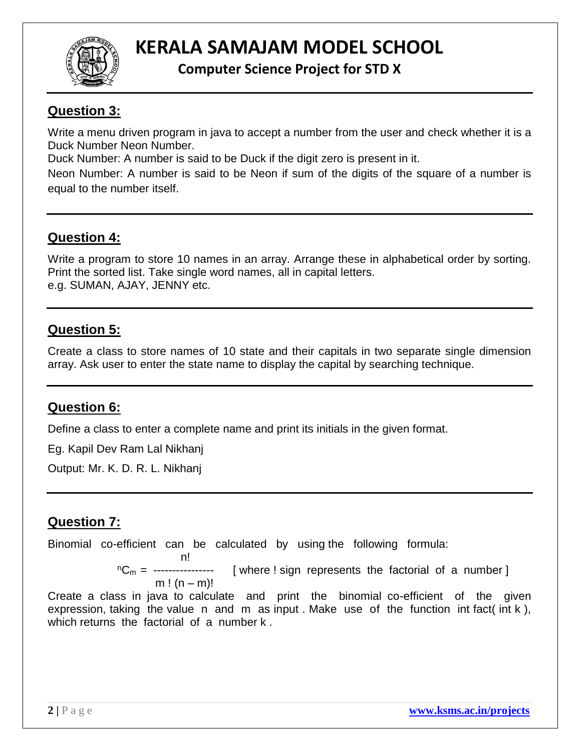## Question 3:

Write a menu driven program in java to accept a number from the user and check whether it is a Duck Number Neon Number.

Duck Number: A number is said to be Duck if the digit zero is present in it.

Neon Number: A number is said to be Neon if sum of the digits of the square of a number is equal to the number itself.

## Question 4:

Write a program to store 10 names in an array. Arrange these in alphabetical order by sorting. Print the sorted list. Take single word names, all in capital letters.
e.g. SUMAN, AJAY, JENNY etc.

## Question 5:

Create a class to store names of 10 state and their capitals in two separate single dimension array. Ask user to enter the state name to display the capital by searching technique.

## Question 6:

Define a class to enter a complete name and print its initials in the given format.

Eg. Kapil Dev Ram Lal Nikhanj

Output: Mr. K. D. R. L. Nikhanj

## Question 7:

Binomial co-efficient can be calculated by using the following formula:

$$^{n}C_{m} = \frac{n!}{m!\,(n-m)!}$$

[ where ! sign represents the factorial of a number ]

Create a class in java to calculate and print the binomial co-efficient of the given expression, taking the value n and m as input . Make use of the function int fact( int k ), which returns the factorial of a number k .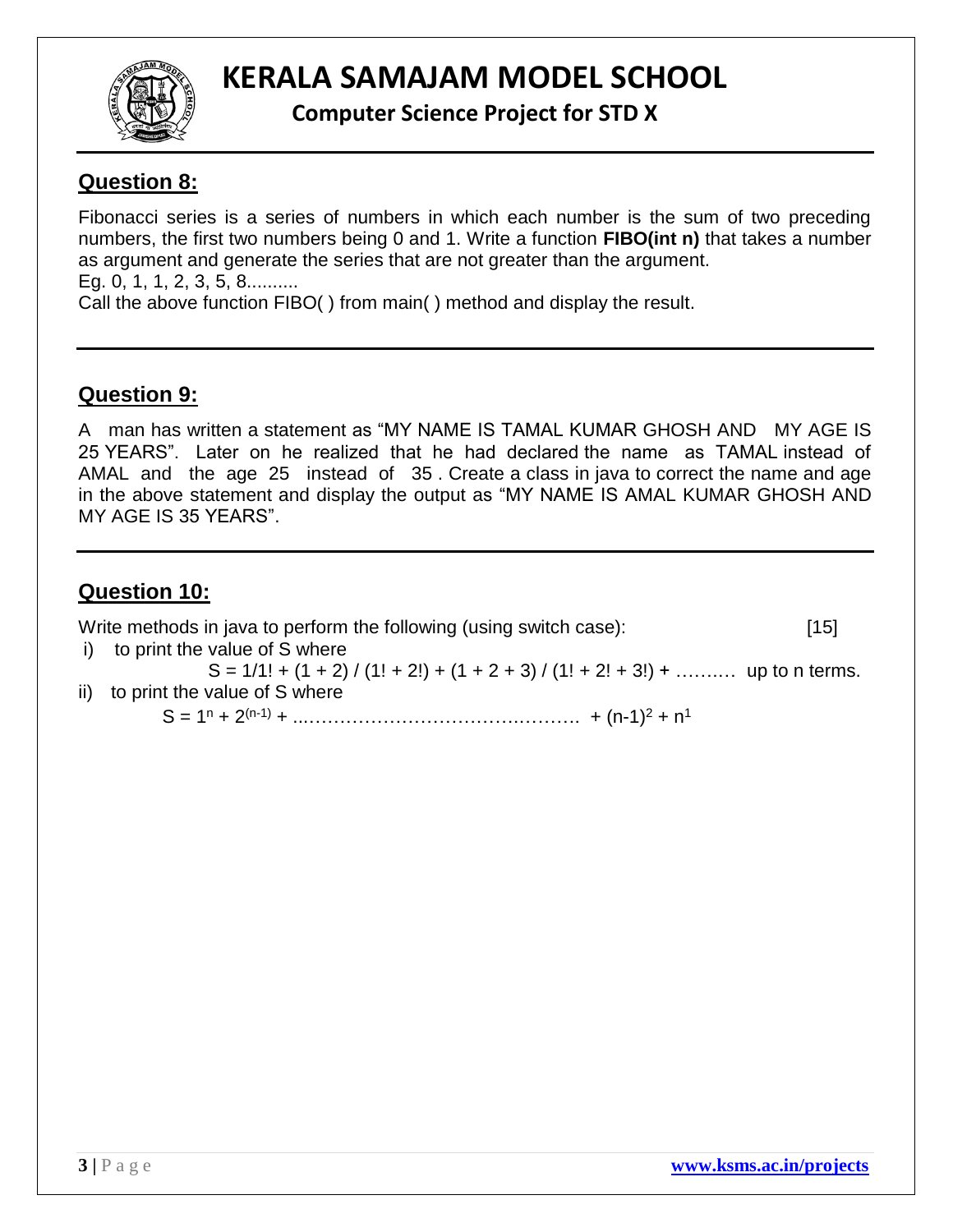# KERALA SAMAJAM MODEL SCHOOL

## Computer Science Project for STD X

### Question 8:

Fibonacci series is a series of numbers in which each number is the sum of two preceding numbers, the first two numbers being 0 and 1. Write a function **FIBO(int n)** that takes a number as argument and generate the series that are not greater than the argument.

Eg. 0, 1, 1, 2, 3, 5, 8..........

Call the above function FIBO( ) from main( ) method and display the result.

### Question 9:

A man has written a statement as "MY NAME IS TAMAL KUMAR GHOSH AND MY AGE IS 25 YEARS". Later on he realized that he had declared the name as TAMAL instead of AMAL and the age 25 instead of 35 . Create a class in java to correct the name and age in the above statement and display the output as "MY NAME IS AMAL KUMAR GHOSH AND MY AGE IS 35 YEARS".

### Question 10:

Write methods in java to perform the following (using switch case): [15]

i) to print the value of S where

$$S = 1/1! + (1 + 2) / (1! + 2!) + (1 + 2 + 3) / (1! + 2! + 3!) + \ldots\ldots\ldots \text{ up to n terms.}$$

ii) to print the value of S where

$$S = 1^n + 2^{(n-1)} + \ldots\ldots\ldots\ldots\ldots\ldots\ldots\ldots\ldots\ldots\ldots\ldots\ldots + (n-1)^2 + n^1$$